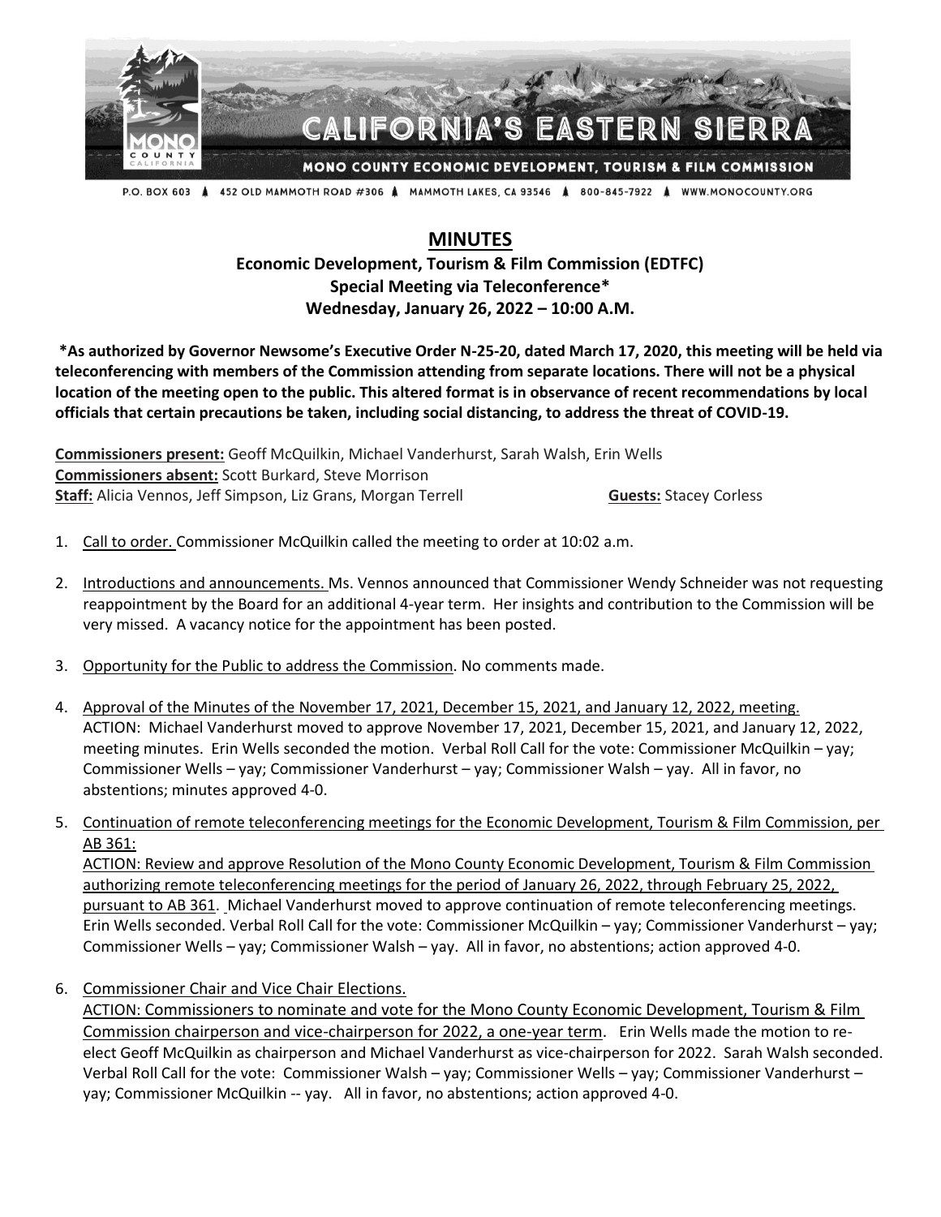CALIFORNIA'S EASTERN SIERRA

MONO COUNTY ECONOMIC DEVELOPMENT, TOURISM & FILM COMMISSION

P.O. BOX 603 ▲ 452 OLD MAMMOTH ROAD #306 ▲ MAMMOTH LAKES, CA 93546 ▲ 800-845-7922 ▲ WWW.MONOCOUNTY.ORG

# MINUTES

## Economic Development, Tourism & Film Commission (EDTFC)
## Special Meeting via Teleconference*
## Wednesday, January 26, 2022 – 10:00 A.M.

**\*As authorized by Governor Newsome's Executive Order N-25-20, dated March 17, 2020, this meeting will be held via teleconferencing with members of the Commission attending from separate locations. There will not be a physical location of the meeting open to the public. This altered format is in observance of recent recommendations by local officials that certain precautions be taken, including social distancing, to address the threat of COVID-19.**

**Commissioners present:** Geoff McQuilkin, Michael Vanderhurst, Sarah Walsh, Erin Wells
**Commissioners absent:** Scott Burkard, Steve Morrison
**Staff:** Alicia Vennos, Jeff Simpson, Liz Grans, Morgan Terrell **Guests:** Stacey Corless

1. Call to order. Commissioner McQuilkin called the meeting to order at 10:02 a.m.

2. Introductions and announcements. Ms. Vennos announced that Commissioner Wendy Schneider was not requesting reappointment by the Board for an additional 4-year term. Her insights and contribution to the Commission will be very missed. A vacancy notice for the appointment has been posted.

3. Opportunity for the Public to address the Commission. No comments made.

4. Approval of the Minutes of the November 17, 2021, December 15, 2021, and January 12, 2022, meeting.
   ACTION: Michael Vanderhurst moved to approve November 17, 2021, December 15, 2021, and January 12, 2022, meeting minutes. Erin Wells seconded the motion. Verbal Roll Call for the vote: Commissioner McQuilkin – yay; Commissioner Wells – yay; Commissioner Vanderhurst – yay; Commissioner Walsh – yay. All in favor, no abstentions; minutes approved 4-0.

5. Continuation of remote teleconferencing meetings for the Economic Development, Tourism & Film Commission, per AB 361:
   ACTION: Review and approve Resolution of the Mono County Economic Development, Tourism & Film Commission authorizing remote teleconferencing meetings for the period of January 26, 2022, through February 25, 2022, pursuant to AB 361. Michael Vanderhurst moved to approve continuation of remote teleconferencing meetings. Erin Wells seconded. Verbal Roll Call for the vote: Commissioner McQuilkin – yay; Commissioner Vanderhurst – yay; Commissioner Wells – yay; Commissioner Walsh – yay. All in favor, no abstentions; action approved 4-0.

6. Commissioner Chair and Vice Chair Elections.
   ACTION: Commissioners to nominate and vote for the Mono County Economic Development, Tourism & Film Commission chairperson and vice-chairperson for 2022, a one-year term. Erin Wells made the motion to re-elect Geoff McQuilkin as chairperson and Michael Vanderhurst as vice-chairperson for 2022. Sarah Walsh seconded. Verbal Roll Call for the vote: Commissioner Walsh – yay; Commissioner Wells – yay; Commissioner Vanderhurst – yay; Commissioner McQuilkin -- yay. All in favor, no abstentions; action approved 4-0.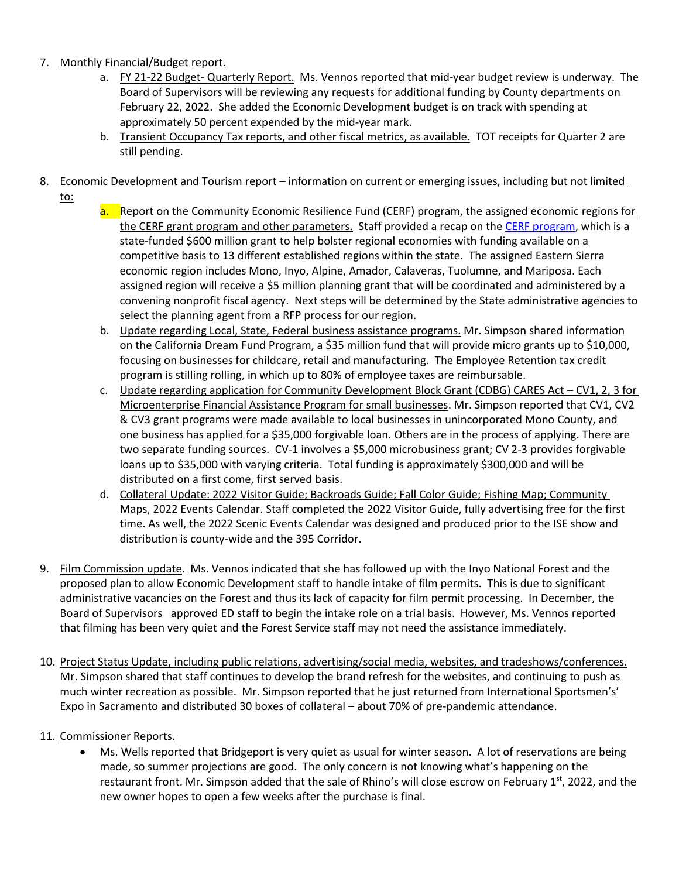7. Monthly Financial/Budget report.
    a. FY 21-22 Budget- Quarterly Report. Ms. Vennos reported that mid-year budget review is underway. The Board of Supervisors will be reviewing any requests for additional funding by County departments on February 22, 2022. She added the Economic Development budget is on track with spending at approximately 50 percent expended by the mid-year mark.
    b. Transient Occupancy Tax reports, and other fiscal metrics, as available. TOT receipts for Quarter 2 are still pending.

8. Economic Development and Tourism report – information on current or emerging issues, including but not limited to:
    a. Report on the Community Economic Resilience Fund (CERF) program, the assigned economic regions for the CERF grant program and other parameters. Staff provided a recap on the CERF program, which is a state-funded $600 million grant to help bolster regional economies with funding available on a competitive basis to 13 different established regions within the state. The assigned Eastern Sierra economic region includes Mono, Inyo, Alpine, Amador, Calaveras, Tuolumne, and Mariposa. Each assigned region will receive a $5 million planning grant that will be coordinated and administered by a convening nonprofit fiscal agency. Next steps will be determined by the State administrative agencies to select the planning agent from a RFP process for our region.
    b. Update regarding Local, State, Federal business assistance programs. Mr. Simpson shared information on the California Dream Fund Program, a $35 million fund that will provide micro grants up to $10,000, focusing on businesses for childcare, retail and manufacturing. The Employee Retention tax credit program is stilling rolling, in which up to 80% of employee taxes are reimbursable.
    c. Update regarding application for Community Development Block Grant (CDBG) CARES Act – CV1, 2, 3 for Microenterprise Financial Assistance Program for small businesses. Mr. Simpson reported that CV1, CV2 & CV3 grant programs were made available to local businesses in unincorporated Mono County, and one business has applied for a $35,000 forgivable loan. Others are in the process of applying. There are two separate funding sources. CV-1 involves a $5,000 microbusiness grant; CV 2-3 provides forgivable loans up to $35,000 with varying criteria. Total funding is approximately $300,000 and will be distributed on a first come, first served basis.
    d. Collateral Update: 2022 Visitor Guide; Backroads Guide; Fall Color Guide; Fishing Map; Community Maps, 2022 Events Calendar. Staff completed the 2022 Visitor Guide, fully advertising free for the first time. As well, the 2022 Scenic Events Calendar was designed and produced prior to the ISE show and distribution is county-wide and the 395 Corridor.

9. Film Commission update. Ms. Vennos indicated that she has followed up with the Inyo National Forest and the proposed plan to allow Economic Development staff to handle intake of film permits. This is due to significant administrative vacancies on the Forest and thus its lack of capacity for film permit processing. In December, the Board of Supervisors approved ED staff to begin the intake role on a trial basis. However, Ms. Vennos reported that filming has been very quiet and the Forest Service staff may not need the assistance immediately.

10. Project Status Update, including public relations, advertising/social media, websites, and tradeshows/conferences. Mr. Simpson shared that staff continues to develop the brand refresh for the websites, and continuing to push as much winter recreation as possible. Mr. Simpson reported that he just returned from International Sportsmen's' Expo in Sacramento and distributed 30 boxes of collateral – about 70% of pre-pandemic attendance.

11. Commissioner Reports.
    - Ms. Wells reported that Bridgeport is very quiet as usual for winter season. A lot of reservations are being made, so summer projections are good. The only concern is not knowing what's happening on the restaurant front. Mr. Simpson added that the sale of Rhino's will close escrow on February 1st, 2022, and the new owner hopes to open a few weeks after the purchase is final.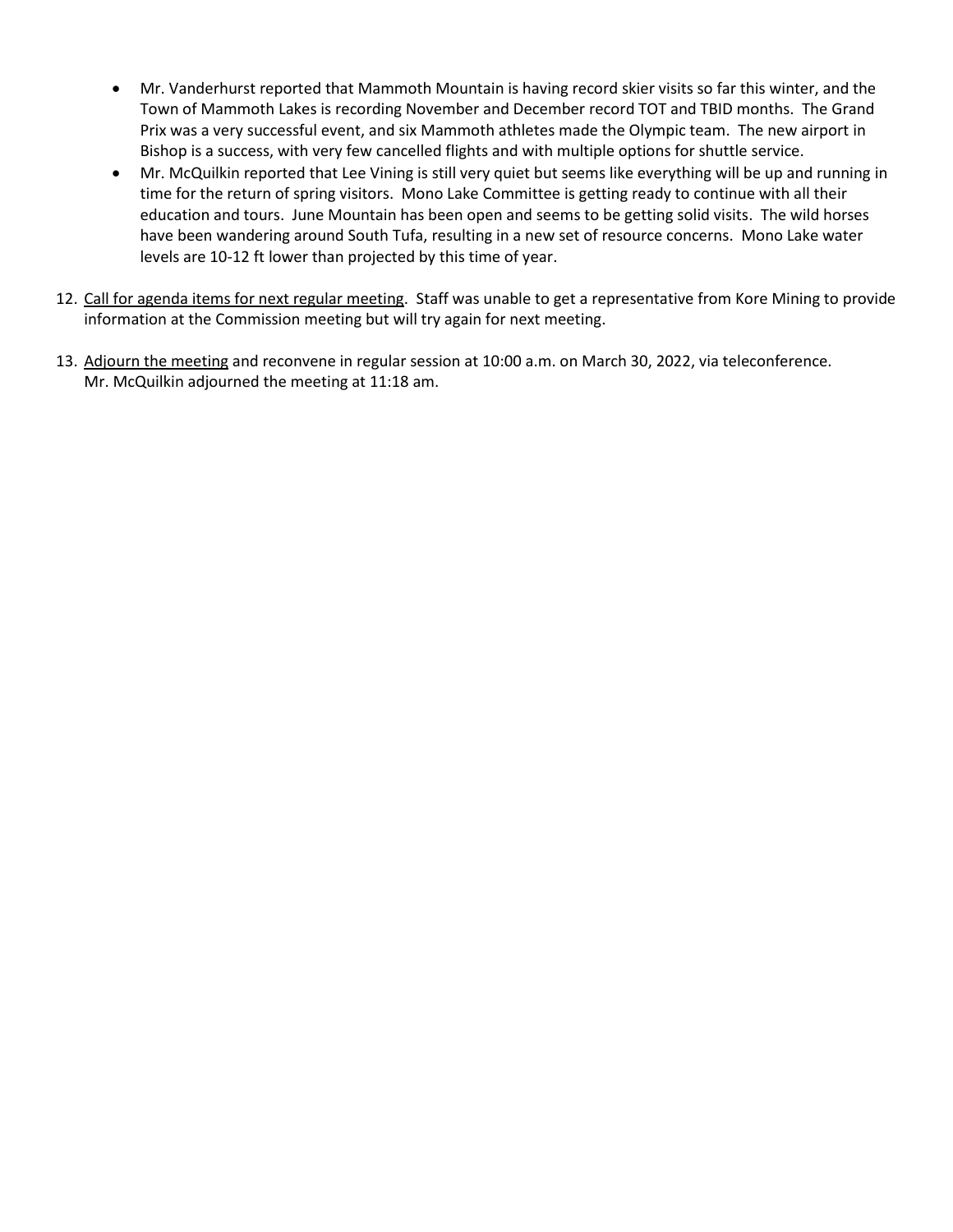- Mr. Vanderhurst reported that Mammoth Mountain is having record skier visits so far this winter, and the Town of Mammoth Lakes is recording November and December record TOT and TBID months. The Grand Prix was a very successful event, and six Mammoth athletes made the Olympic team. The new airport in Bishop is a success, with very few cancelled flights and with multiple options for shuttle service.
- Mr. McQuilkin reported that Lee Vining is still very quiet but seems like everything will be up and running in time for the return of spring visitors. Mono Lake Committee is getting ready to continue with all their education and tours. June Mountain has been open and seems to be getting solid visits. The wild horses have been wandering around South Tufa, resulting in a new set of resource concerns. Mono Lake water levels are 10-12 ft lower than projected by this time of year.

12. <u>Call for agenda items for next regular meeting</u>. Staff was unable to get a representative from Kore Mining to provide information at the Commission meeting but will try again for next meeting.

13. <u>Adjourn the meeting</u> and reconvene in regular session at 10:00 a.m. on March 30, 2022, via teleconference. Mr. McQuilkin adjourned the meeting at 11:18 am.